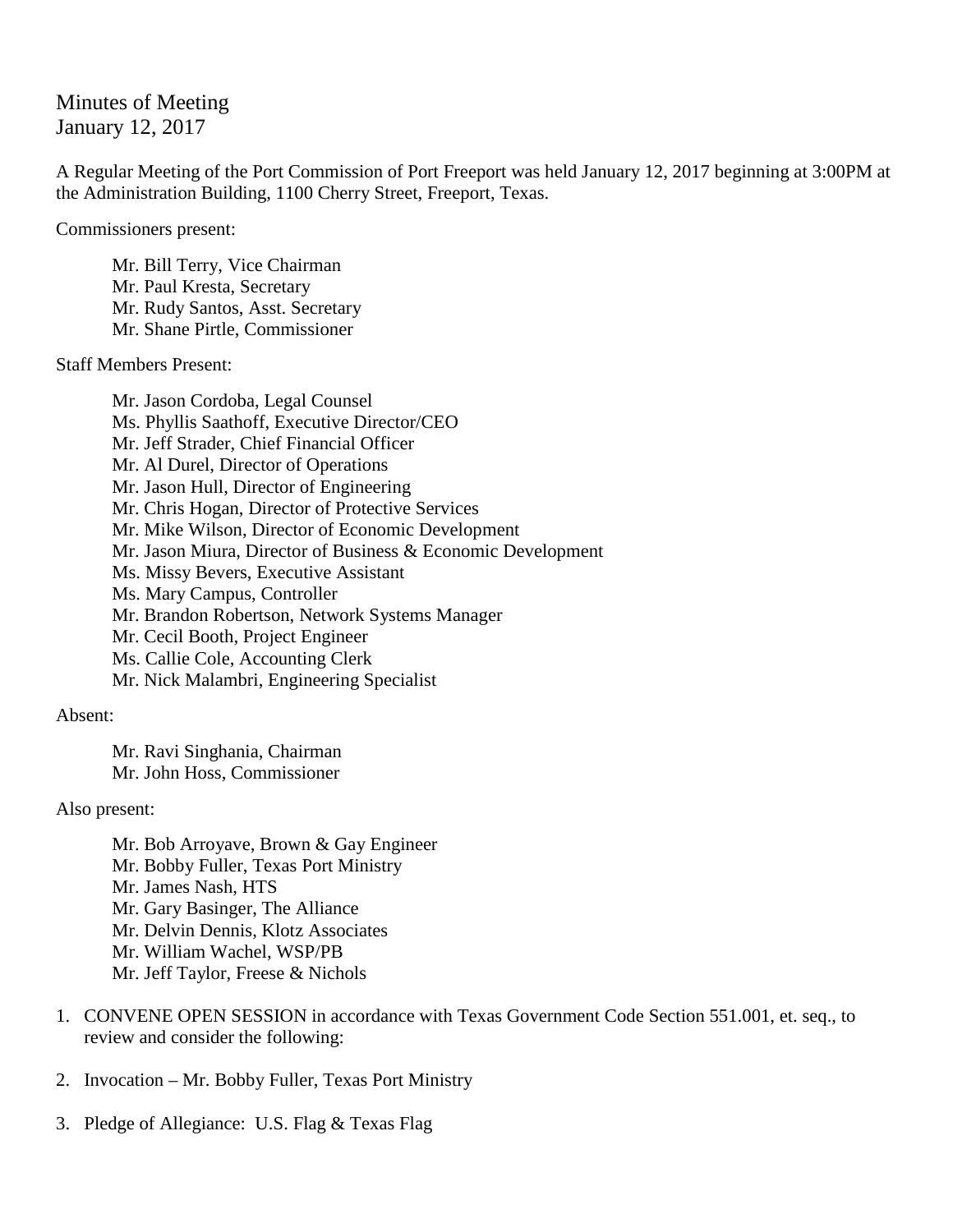# Minutes of Meeting
January 12, 2017

A Regular Meeting of the Port Commission of Port Freeport was held January 12, 2017 beginning at 3:00PM at the Administration Building, 1100 Cherry Street, Freeport, Texas.

Commissioners present:

- Mr. Bill Terry, Vice Chairman
- Mr. Paul Kresta, Secretary
- Mr. Rudy Santos, Asst. Secretary
- Mr. Shane Pirtle, Commissioner

Staff Members Present:

- Mr. Jason Cordoba, Legal Counsel
- Ms. Phyllis Saathoff, Executive Director/CEO
- Mr. Jeff Strader, Chief Financial Officer
- Mr. Al Durel, Director of Operations
- Mr. Jason Hull, Director of Engineering
- Mr. Chris Hogan, Director of Protective Services
- Mr. Mike Wilson, Director of Economic Development
- Mr. Jason Miura, Director of Business & Economic Development
- Ms. Missy Bevers, Executive Assistant
- Ms. Mary Campus, Controller
- Mr. Brandon Robertson, Network Systems Manager
- Mr. Cecil Booth, Project Engineer
- Ms. Callie Cole, Accounting Clerk
- Mr. Nick Malambri, Engineering Specialist

Absent:

- Mr. Ravi Singhania, Chairman
- Mr. John Hoss, Commissioner

Also present:

- Mr. Bob Arroyave, Brown & Gay Engineer
- Mr. Bobby Fuller, Texas Port Ministry
- Mr. James Nash, HTS
- Mr. Gary Basinger, The Alliance
- Mr. Delvin Dennis, Klotz Associates
- Mr. William Wachel, WSP/PB
- Mr. Jeff Taylor, Freese & Nichols

1. CONVENE OPEN SESSION in accordance with Texas Government Code Section 551.001, et. seq., to review and consider the following:

2. Invocation – Mr. Bobby Fuller, Texas Port Ministry

3. Pledge of Allegiance: U.S. Flag & Texas Flag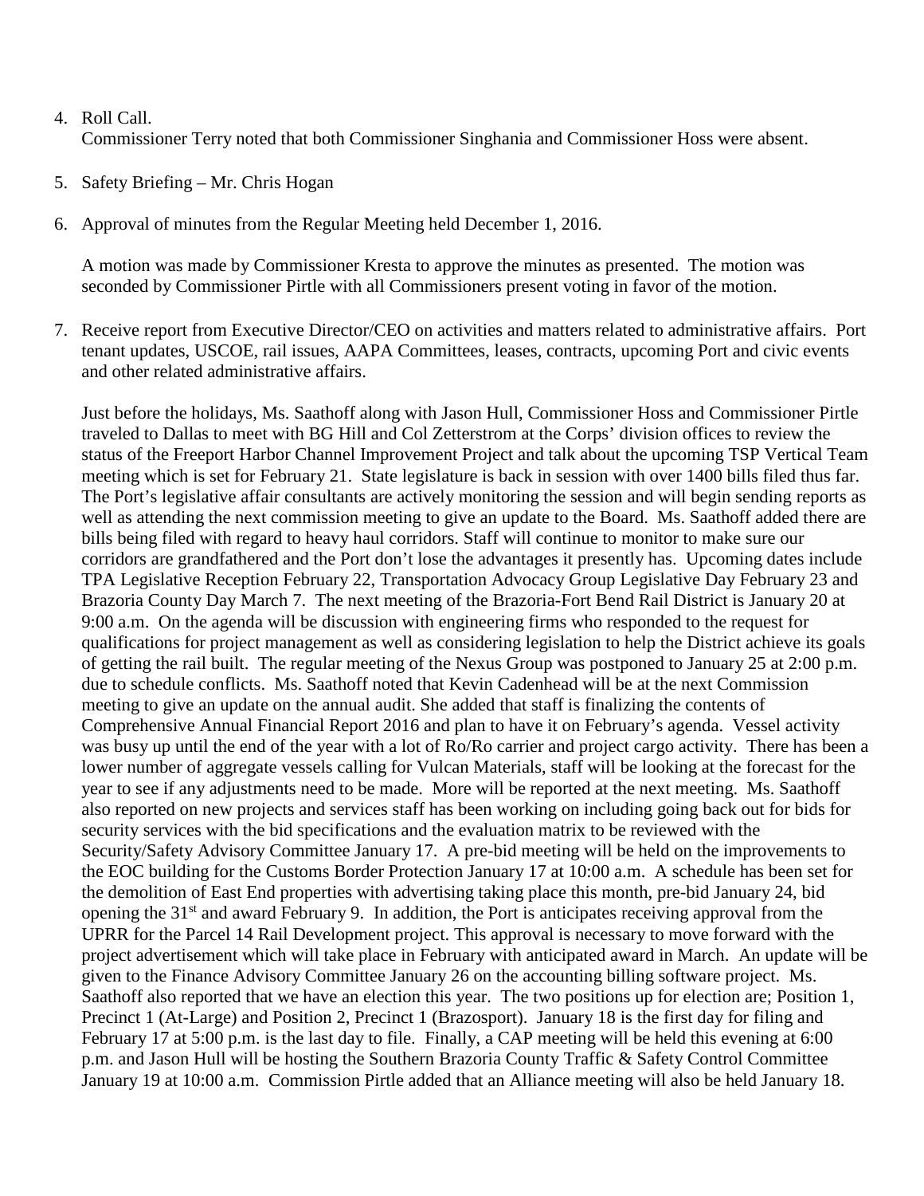4. Roll Call.

   Commissioner Terry noted that both Commissioner Singhania and Commissioner Hoss were absent.

5. Safety Briefing – Mr. Chris Hogan

6. Approval of minutes from the Regular Meeting held December 1, 2016.

   A motion was made by Commissioner Kresta to approve the minutes as presented. The motion was seconded by Commissioner Pirtle with all Commissioners present voting in favor of the motion.

7. Receive report from Executive Director/CEO on activities and matters related to administrative affairs. Port tenant updates, USCOE, rail issues, AAPA Committees, leases, contracts, upcoming Port and civic events and other related administrative affairs.

   Just before the holidays, Ms. Saathoff along with Jason Hull, Commissioner Hoss and Commissioner Pirtle traveled to Dallas to meet with BG Hill and Col Zetterstrom at the Corps' division offices to review the status of the Freeport Harbor Channel Improvement Project and talk about the upcoming TSP Vertical Team meeting which is set for February 21. State legislature is back in session with over 1400 bills filed thus far. The Port's legislative affair consultants are actively monitoring the session and will begin sending reports as well as attending the next commission meeting to give an update to the Board. Ms. Saathoff added there are bills being filed with regard to heavy haul corridors. Staff will continue to monitor to make sure our corridors are grandfathered and the Port don't lose the advantages it presently has. Upcoming dates include TPA Legislative Reception February 22, Transportation Advocacy Group Legislative Day February 23 and Brazoria County Day March 7. The next meeting of the Brazoria-Fort Bend Rail District is January 20 at 9:00 a.m. On the agenda will be discussion with engineering firms who responded to the request for qualifications for project management as well as considering legislation to help the District achieve its goals of getting the rail built. The regular meeting of the Nexus Group was postponed to January 25 at 2:00 p.m. due to schedule conflicts. Ms. Saathoff noted that Kevin Cadenhead will be at the next Commission meeting to give an update on the annual audit. She added that staff is finalizing the contents of Comprehensive Annual Financial Report 2016 and plan to have it on February's agenda. Vessel activity was busy up until the end of the year with a lot of Ro/Ro carrier and project cargo activity. There has been a lower number of aggregate vessels calling for Vulcan Materials, staff will be looking at the forecast for the year to see if any adjustments need to be made. More will be reported at the next meeting. Ms. Saathoff also reported on new projects and services staff has been working on including going back out for bids for security services with the bid specifications and the evaluation matrix to be reviewed with the Security/Safety Advisory Committee January 17. A pre-bid meeting will be held on the improvements to the EOC building for the Customs Border Protection January 17 at 10:00 a.m. A schedule has been set for the demolition of East End properties with advertising taking place this month, pre-bid January 24, bid opening the 31st and award February 9. In addition, the Port is anticipates receiving approval from the UPRR for the Parcel 14 Rail Development project. This approval is necessary to move forward with the project advertisement which will take place in February with anticipated award in March. An update will be given to the Finance Advisory Committee January 26 on the accounting billing software project. Ms. Saathoff also reported that we have an election this year. The two positions up for election are; Position 1, Precinct 1 (At-Large) and Position 2, Precinct 1 (Brazosport). January 18 is the first day for filing and February 17 at 5:00 p.m. is the last day to file. Finally, a CAP meeting will be held this evening at 6:00 p.m. and Jason Hull will be hosting the Southern Brazoria County Traffic & Safety Control Committee January 19 at 10:00 a.m. Commission Pirtle added that an Alliance meeting will also be held January 18.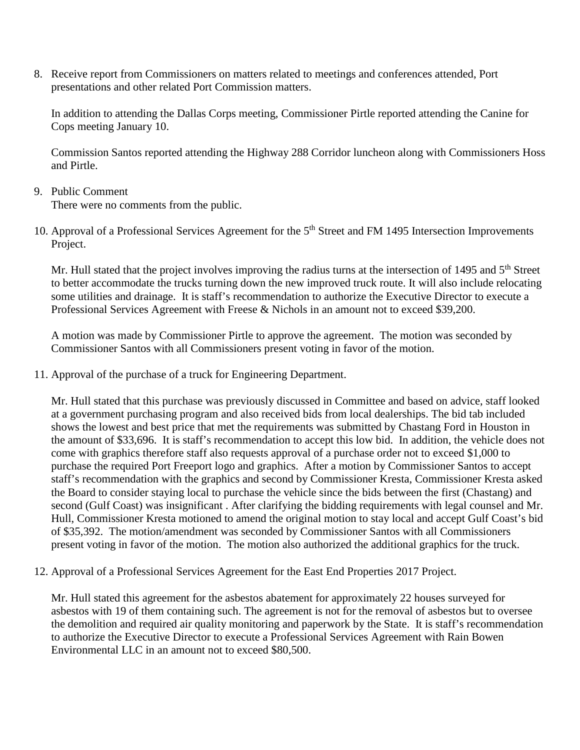8. Receive report from Commissioners on matters related to meetings and conferences attended, Port presentations and other related Port Commission matters.

   In addition to attending the Dallas Corps meeting, Commissioner Pirtle reported attending the Canine for Cops meeting January 10.

   Commission Santos reported attending the Highway 288 Corridor luncheon along with Commissioners Hoss and Pirtle.

9. Public Comment
   There were no comments from the public.

10. Approval of a Professional Services Agreement for the 5th Street and FM 1495 Intersection Improvements Project.

    Mr. Hull stated that the project involves improving the radius turns at the intersection of 1495 and 5th Street to better accommodate the trucks turning down the new improved truck route. It will also include relocating some utilities and drainage. It is staff's recommendation to authorize the Executive Director to execute a Professional Services Agreement with Freese & Nichols in an amount not to exceed $39,200.

    A motion was made by Commissioner Pirtle to approve the agreement. The motion was seconded by Commissioner Santos with all Commissioners present voting in favor of the motion.

11. Approval of the purchase of a truck for Engineering Department.

    Mr. Hull stated that this purchase was previously discussed in Committee and based on advice, staff looked at a government purchasing program and also received bids from local dealerships. The bid tab included shows the lowest and best price that met the requirements was submitted by Chastang Ford in Houston in the amount of $33,696. It is staff's recommendation to accept this low bid. In addition, the vehicle does not come with graphics therefore staff also requests approval of a purchase order not to exceed $1,000 to purchase the required Port Freeport logo and graphics. After a motion by Commissioner Santos to accept staff's recommendation with the graphics and second by Commissioner Kresta, Commissioner Kresta asked the Board to consider staying local to purchase the vehicle since the bids between the first (Chastang) and second (Gulf Coast) was insignificant . After clarifying the bidding requirements with legal counsel and Mr. Hull, Commissioner Kresta motioned to amend the original motion to stay local and accept Gulf Coast's bid of $35,392. The motion/amendment was seconded by Commissioner Santos with all Commissioners present voting in favor of the motion. The motion also authorized the additional graphics for the truck.

12. Approval of a Professional Services Agreement for the East End Properties 2017 Project.

    Mr. Hull stated this agreement for the asbestos abatement for approximately 22 houses surveyed for asbestos with 19 of them containing such. The agreement is not for the removal of asbestos but to oversee the demolition and required air quality monitoring and paperwork by the State. It is staff's recommendation to authorize the Executive Director to execute a Professional Services Agreement with Rain Bowen Environmental LLC in an amount not to exceed $80,500.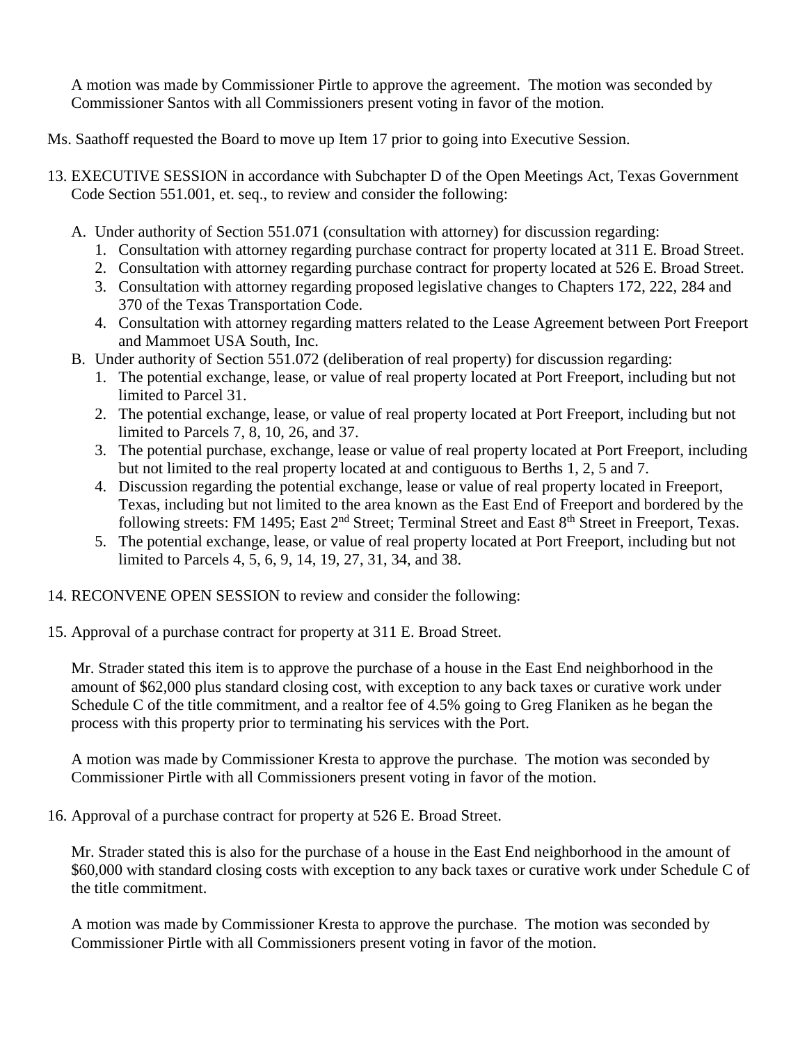A motion was made by Commissioner Pirtle to approve the agreement. The motion was seconded by Commissioner Santos with all Commissioners present voting in favor of the motion.

Ms. Saathoff requested the Board to move up Item 17 prior to going into Executive Session.

13. EXECUTIVE SESSION in accordance with Subchapter D of the Open Meetings Act, Texas Government Code Section 551.001, et. seq., to review and consider the following:

    A. Under authority of Section 551.071 (consultation with attorney) for discussion regarding:
        1. Consultation with attorney regarding purchase contract for property located at 311 E. Broad Street.
        2. Consultation with attorney regarding purchase contract for property located at 526 E. Broad Street.
        3. Consultation with attorney regarding proposed legislative changes to Chapters 172, 222, 284 and 370 of the Texas Transportation Code.
        4. Consultation with attorney regarding matters related to the Lease Agreement between Port Freeport and Mammoet USA South, Inc.

    B. Under authority of Section 551.072 (deliberation of real property) for discussion regarding:
        1. The potential exchange, lease, or value of real property located at Port Freeport, including but not limited to Parcel 31.
        2. The potential exchange, lease, or value of real property located at Port Freeport, including but not limited to Parcels 7, 8, 10, 26, and 37.
        3. The potential purchase, exchange, lease or value of real property located at Port Freeport, including but not limited to the real property located at and contiguous to Berths 1, 2, 5 and 7.
        4. Discussion regarding the potential exchange, lease or value of real property located in Freeport, Texas, including but not limited to the area known as the East End of Freeport and bordered by the following streets: FM 1495; East 2nd Street; Terminal Street and East 8th Street in Freeport, Texas.
        5. The potential exchange, lease, or value of real property located at Port Freeport, including but not limited to Parcels 4, 5, 6, 9, 14, 19, 27, 31, 34, and 38.

14. RECONVENE OPEN SESSION to review and consider the following:

15. Approval of a purchase contract for property at 311 E. Broad Street.

    Mr. Strader stated this item is to approve the purchase of a house in the East End neighborhood in the amount of $62,000 plus standard closing cost, with exception to any back taxes or curative work under Schedule C of the title commitment, and a realtor fee of 4.5% going to Greg Flaniken as he began the process with this property prior to terminating his services with the Port.

    A motion was made by Commissioner Kresta to approve the purchase. The motion was seconded by Commissioner Pirtle with all Commissioners present voting in favor of the motion.

16. Approval of a purchase contract for property at 526 E. Broad Street.

    Mr. Strader stated this is also for the purchase of a house in the East End neighborhood in the amount of $60,000 with standard closing costs with exception to any back taxes or curative work under Schedule C of the title commitment.

    A motion was made by Commissioner Kresta to approve the purchase. The motion was seconded by Commissioner Pirtle with all Commissioners present voting in favor of the motion.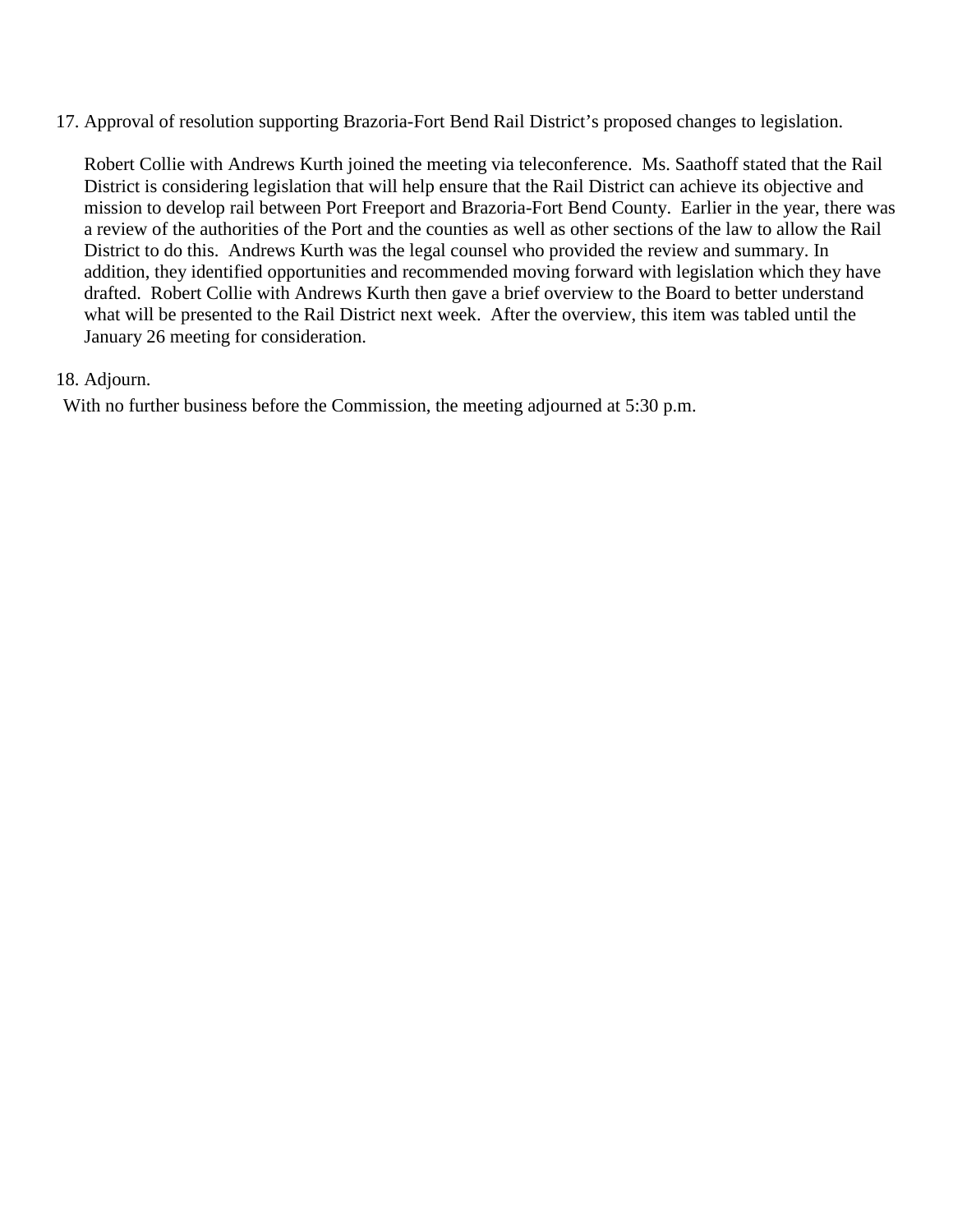17. Approval of resolution supporting Brazoria-Fort Bend Rail District's proposed changes to legislation.

    Robert Collie with Andrews Kurth joined the meeting via teleconference. Ms. Saathoff stated that the Rail District is considering legislation that will help ensure that the Rail District can achieve its objective and mission to develop rail between Port Freeport and Brazoria-Fort Bend County. Earlier in the year, there was a review of the authorities of the Port and the counties as well as other sections of the law to allow the Rail District to do this. Andrews Kurth was the legal counsel who provided the review and summary. In addition, they identified opportunities and recommended moving forward with legislation which they have drafted. Robert Collie with Andrews Kurth then gave a brief overview to the Board to better understand what will be presented to the Rail District next week. After the overview, this item was tabled until the January 26 meeting for consideration.

18. Adjourn.

    With no further business before the Commission, the meeting adjourned at 5:30 p.m.